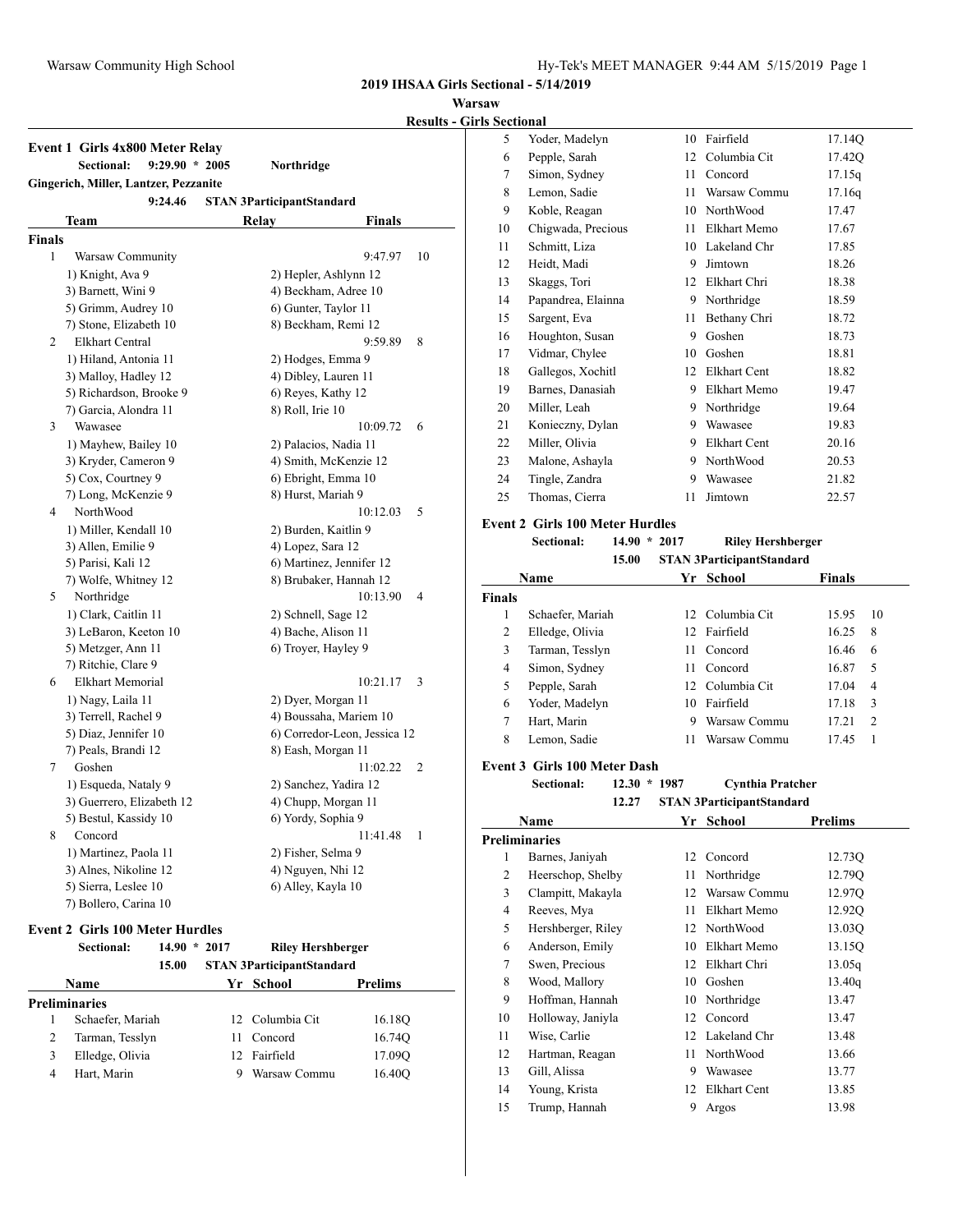## 2019 IHSAA Girls Sectional - 5/14/2019

**Warsaw**

**Results - Girls Sectional**

### Event 1 Girls 4x800 Meter Relay

**Sectional:** 9:29.90 * 2005 Northridge
Gingerich, Miller, Lantzer, Pezzanite
9:24.46 STAN 3ParticipantStandard

| | Team | Relay | Finals | |
|---|---|---|---|---|
| **Finals** | | | | |
| 1 | Warsaw Community | | 9:47.97 | 10 |
| | 1) Knight, Ava 9 | 2) Hepler, Ashlynn 12 | | |
| | 3) Barnett, Wini 9 | 4) Beckham, Adree 10 | | |
| | 5) Grimm, Audrey 10 | 6) Gunter, Taylor 11 | | |
| | 7) Stone, Elizabeth 10 | 8) Beckham, Remi 12 | | |
| 2 | Elkhart Central | | 9:59.89 | 8 |
| | 1) Hiland, Antonia 11 | 2) Hodges, Emma 9 | | |
| | 3) Malloy, Hadley 12 | 4) Dibley, Lauren 11 | | |
| | 5) Richardson, Brooke 9 | 6) Reyes, Kathy 12 | | |
| | 7) Garcia, Alondra 11 | 8) Roll, Irie 10 | | |
| 3 | Wawasee | | 10:09.72 | 6 |
| | 1) Mayhew, Bailey 10 | 2) Palacios, Nadia 11 | | |
| | 3) Kryder, Cameron 9 | 4) Smith, McKenzie 12 | | |
| | 5) Cox, Courtney 9 | 6) Ebright, Emma 10 | | |
| | 7) Long, McKenzie 9 | 8) Hurst, Mariah 9 | | |
| 4 | NorthWood | | 10:12.03 | 5 |
| | 1) Miller, Kendall 10 | 2) Burden, Kaitlin 9 | | |
| | 3) Allen, Emilie 9 | 4) Lopez, Sara 12 | | |
| | 5) Parisi, Kali 12 | 6) Martinez, Jennifer 12 | | |
| | 7) Wolfe, Whitney 12 | 8) Brubaker, Hannah 12 | | |
| 5 | Northridge | | 10:13.90 | 4 |
| | 1) Clark, Caitlin 11 | 2) Schnell, Sage 12 | | |
| | 3) LeBaron, Keeton 10 | 4) Bache, Alison 11 | | |
| | 5) Metzger, Ann 11 | 6) Troyer, Hayley 9 | | |
| | 7) Ritchie, Clare 9 | | | |
| 6 | Elkhart Memorial | | 10:21.17 | 3 |
| | 1) Nagy, Laila 11 | 2) Dyer, Morgan 11 | | |
| | 3) Terrell, Rachel 9 | 4) Boussaha, Mariem 10 | | |
| | 5) Diaz, Jennifer 10 | 6) Corredor-Leon, Jessica 12 | | |
| | 7) Peals, Brandi 12 | 8) Eash, Morgan 11 | | |
| 7 | Goshen | | 11:02.22 | 2 |
| | 1) Esqueda, Nataly 9 | 2) Sanchez, Yadira 12 | | |
| | 3) Guerrero, Elizabeth 12 | 4) Chupp, Morgan 11 | | |
| | 5) Bestul, Kassidy 10 | 6) Yordy, Sophia 9 | | |
| 8 | Concord | | 11:41.48 | 1 |
| | 1) Martinez, Paola 11 | 2) Fisher, Selma 9 | | |
| | 3) Alnes, Nikoline 12 | 4) Nguyen, Nhi 12 | | |
| | 5) Sierra, Leslee 10 | 6) Alley, Kayla 10 | | |
| | 7) Bollero, Carina 10 | | | |

### Event 2 Girls 100 Meter Hurdles

**Sectional:** 14.90 * 2017 Riley Hershberger
15.00 STAN 3ParticipantStandard

| | Name | Yr | School | Prelims |
|---|---|---|---|---|
| **Preliminaries** | | | | |
| 1 | Schaefer, Mariah | 12 | Columbia Cit | 16.18Q |
| 2 | Tarman, Tesslyn | 11 | Concord | 16.74Q |
| 3 | Elledge, Olivia | 12 | Fairfield | 17.09Q |
| 4 | Hart, Marin | 9 | Warsaw Commu | 16.40Q |
| 5 | Yoder, Madelyn | 10 | Fairfield | 17.14Q |
| 6 | Pepple, Sarah | 12 | Columbia Cit | 17.42Q |
| 7 | Simon, Sydney | 11 | Concord | 17.15q |
| 8 | Lemon, Sadie | 11 | Warsaw Commu | 17.16q |
| 9 | Koble, Reagan | 10 | NorthWood | 17.47 |
| 10 | Chigwada, Precious | 11 | Elkhart Memo | 17.67 |
| 11 | Schmitt, Liza | 10 | Lakeland Chr | 17.85 |
| 12 | Heidt, Madi | 9 | Jimtown | 18.26 |
| 13 | Skaggs, Tori | 12 | Elkhart Chri | 18.38 |
| 14 | Papandrea, Elainna | 9 | Northridge | 18.59 |
| 15 | Sargent, Eva | 11 | Bethany Chri | 18.72 |
| 16 | Houghton, Susan | 9 | Goshen | 18.73 |
| 17 | Vidmar, Chylee | 10 | Goshen | 18.81 |
| 18 | Gallegos, Xochitl | 12 | Elkhart Cent | 18.82 |
| 19 | Barnes, Danasiah | 9 | Elkhart Memo | 19.47 |
| 20 | Miller, Leah | 9 | Northridge | 19.64 |
| 21 | Konieczny, Dylan | 9 | Wawasee | 19.83 |
| 22 | Miller, Olivia | 9 | Elkhart Cent | 20.16 |
| 23 | Malone, Ashayla | 9 | NorthWood | 20.53 |
| 24 | Tingle, Zandra | 9 | Wawasee | 21.82 |
| 25 | Thomas, Cierra | 11 | Jimtown | 22.57 |

### Event 2 Girls 100 Meter Hurdles

**Sectional:** 14.90 * 2017 Riley Hershberger
15.00 STAN 3ParticipantStandard

| | Name | Yr | School | Finals | |
|---|---|---|---|---|---|
| **Finals** | | | | | |
| 1 | Schaefer, Mariah | 12 | Columbia Cit | 15.95 | 10 |
| 2 | Elledge, Olivia | 12 | Fairfield | 16.25 | 8 |
| 3 | Tarman, Tesslyn | 11 | Concord | 16.46 | 6 |
| 4 | Simon, Sydney | 11 | Concord | 16.87 | 5 |
| 5 | Pepple, Sarah | 12 | Columbia Cit | 17.04 | 4 |
| 6 | Yoder, Madelyn | 10 | Fairfield | 17.18 | 3 |
| 7 | Hart, Marin | 9 | Warsaw Commu | 17.21 | 2 |
| 8 | Lemon, Sadie | 11 | Warsaw Commu | 17.45 | 1 |

### Event 3 Girls 100 Meter Dash

**Sectional:** 12.30 * 1987 Cynthia Pratcher
12.27 STAN 3ParticipantStandard

| | Name | Yr | School | Prelims |
|---|---|---|---|---|
| **Preliminaries** | | | | |
| 1 | Barnes, Janiyah | 12 | Concord | 12.73Q |
| 2 | Heerschop, Shelby | 11 | Northridge | 12.79Q |
| 3 | Clampitt, Makayla | 12 | Warsaw Commu | 12.97Q |
| 4 | Reeves, Mya | 11 | Elkhart Memo | 12.92Q |
| 5 | Hershberger, Riley | 12 | NorthWood | 13.03Q |
| 6 | Anderson, Emily | 10 | Elkhart Memo | 13.15Q |
| 7 | Swen, Precious | 12 | Elkhart Chri | 13.05q |
| 8 | Wood, Mallory | 10 | Goshen | 13.40q |
| 9 | Hoffman, Hannah | 10 | Northridge | 13.47 |
| 10 | Holloway, Janiyla | 12 | Concord | 13.47 |
| 11 | Wise, Carlie | 12 | Lakeland Chr | 13.48 |
| 12 | Hartman, Reagan | 11 | NorthWood | 13.66 |
| 13 | Gill, Alissa | 9 | Wawasee | 13.77 |
| 14 | Young, Krista | 12 | Elkhart Cent | 13.85 |
| 15 | Trump, Hannah | 9 | Argos | 13.98 |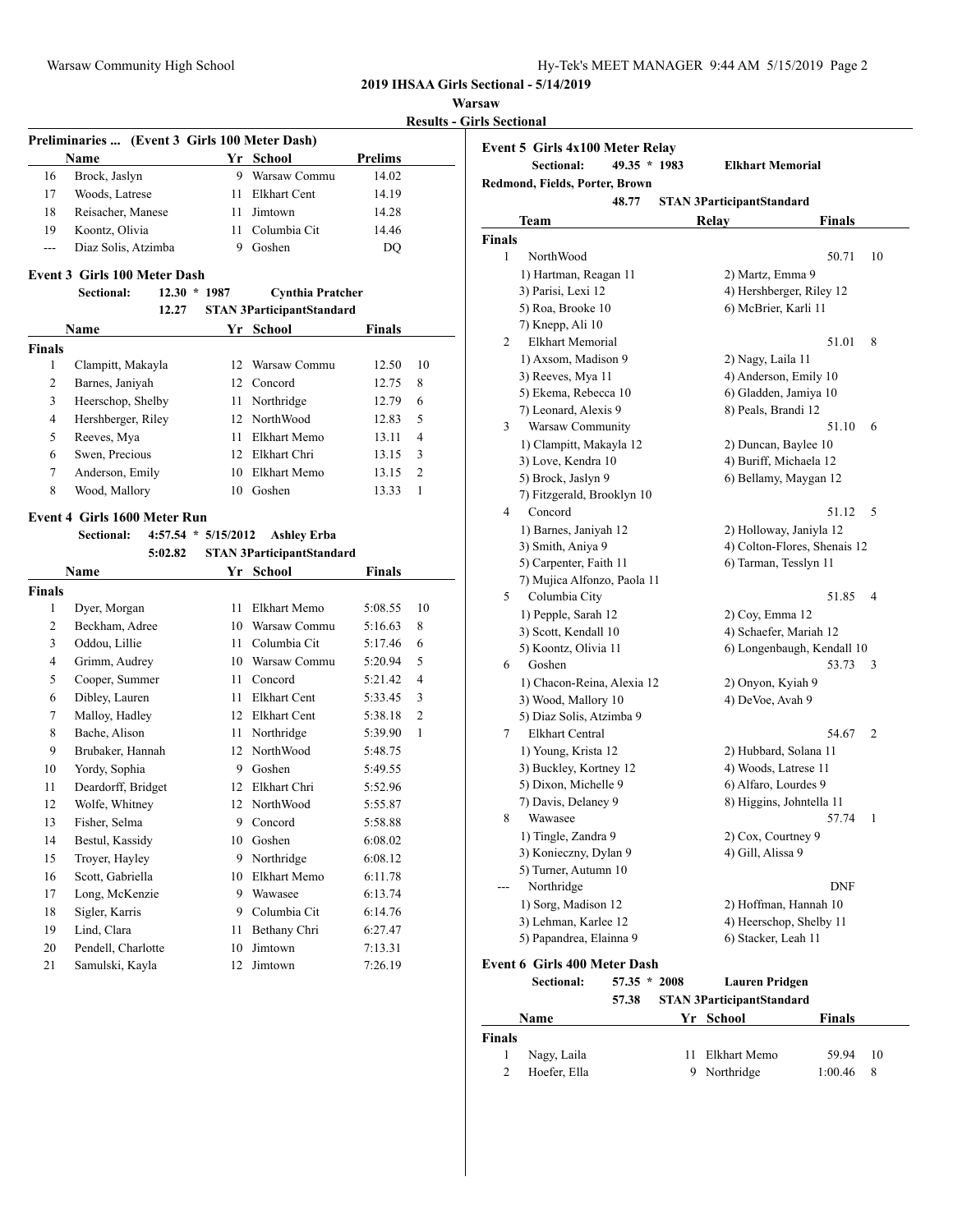**2019 IHSAA Girls Sectional - 5/14/2019**

**Warsaw**

**Results - Girls Sectional**

### Preliminaries ... (Event 3 Girls 100 Meter Dash)

| | Name | Yr | School | Prelims |
|---|---|---|---|---|
| 16 | Brock, Jaslyn | 9 | Warsaw Commu | 14.02 |
| 17 | Woods, Latrese | 11 | Elkhart Cent | 14.19 |
| 18 | Reisacher, Manese | 11 | Jimtown | 14.28 |
| 19 | Koontz, Olivia | 11 | Columbia Cit | 14.46 |
| --- | Diaz Solis, Atzimba | 9 | Goshen | DQ |

### Event 3 Girls 100 Meter Dash

Sectional: 12.30 * 1987 Cynthia Pratcher
12.27 STAN 3ParticipantStandard

| | Name | Yr | School | Finals | |
|---|---|---|---|---|---|
| **Finals** | | | | | |
| 1 | Clampitt, Makayla | 12 | Warsaw Commu | 12.50 | 10 |
| 2 | Barnes, Janiyah | 12 | Concord | 12.75 | 8 |
| 3 | Heerschop, Shelby | 11 | Northridge | 12.79 | 6 |
| 4 | Hershberger, Riley | 12 | NorthWood | 12.83 | 5 |
| 5 | Reeves, Mya | 11 | Elkhart Memo | 13.11 | 4 |
| 6 | Swen, Precious | 12 | Elkhart Chri | 13.15 | 3 |
| 7 | Anderson, Emily | 10 | Elkhart Memo | 13.15 | 2 |
| 8 | Wood, Mallory | 10 | Goshen | 13.33 | 1 |

### Event 4 Girls 1600 Meter Run

Sectional: 4:57.54 * 5/15/2012 Ashley Erba
5:02.82 STAN 3ParticipantStandard

| | Name | Yr | School | Finals | |
|---|---|---|---|---|---|
| **Finals** | | | | | |
| 1 | Dyer, Morgan | 11 | Elkhart Memo | 5:08.55 | 10 |
| 2 | Beckham, Adree | 10 | Warsaw Commu | 5:16.63 | 8 |
| 3 | Oddou, Lillie | 11 | Columbia Cit | 5:17.46 | 6 |
| 4 | Grimm, Audrey | 10 | Warsaw Commu | 5:20.94 | 5 |
| 5 | Cooper, Summer | 11 | Concord | 5:21.42 | 4 |
| 6 | Dibley, Lauren | 11 | Elkhart Cent | 5:33.45 | 3 |
| 7 | Malloy, Hadley | 12 | Elkhart Cent | 5:38.18 | 2 |
| 8 | Bache, Alison | 11 | Northridge | 5:39.90 | 1 |
| 9 | Brubaker, Hannah | 12 | NorthWood | 5:48.75 | |
| 10 | Yordy, Sophia | 9 | Goshen | 5:49.55 | |
| 11 | Deardorff, Bridget | 12 | Elkhart Chri | 5:52.96 | |
| 12 | Wolfe, Whitney | 12 | NorthWood | 5:55.87 | |
| 13 | Fisher, Selma | 9 | Concord | 5:58.88 | |
| 14 | Bestul, Kassidy | 10 | Goshen | 6:08.02 | |
| 15 | Troyer, Hayley | 9 | Northridge | 6:08.12 | |
| 16 | Scott, Gabriella | 10 | Elkhart Memo | 6:11.78 | |
| 17 | Long, McKenzie | 9 | Wawasee | 6:13.74 | |
| 18 | Sigler, Karris | 9 | Columbia Cit | 6:14.76 | |
| 19 | Lind, Clara | 11 | Bethany Chri | 6:27.47 | |
| 20 | Pendell, Charlotte | 10 | Jimtown | 7:13.31 | |
| 21 | Samulski, Kayla | 12 | Jimtown | 7:26.19 | |

### Event 5 Girls 4x100 Meter Relay

Sectional: 49.35 * 1983 Elkhart Memorial
Redmond, Fields, Porter, Brown
48.77 STAN 3ParticipantStandard

| | Team | Relay | Finals | |
|---|---|---|---|---|
| **Finals** | | | | |
| 1 | NorthWood | | 50.71 | 10 |
| | 1) Hartman, Reagan 11 | 2) Martz, Emma 9 | | |
| | 3) Parisi, Lexi 12 | 4) Hershberger, Riley 12 | | |
| | 5) Roa, Brooke 10 | 6) McBrier, Karli 11 | | |
| | 7) Knepp, Ali 10 | | | |
| 2 | Elkhart Memorial | | 51.01 | 8 |
| | 1) Axsom, Madison 9 | 2) Nagy, Laila 11 | | |
| | 3) Reeves, Mya 11 | 4) Anderson, Emily 10 | | |
| | 5) Ekema, Rebecca 10 | 6) Gladden, Jamiya 10 | | |
| | 7) Leonard, Alexis 9 | 8) Peals, Brandi 12 | | |
| 3 | Warsaw Community | | 51.10 | 6 |
| | 1) Clampitt, Makayla 12 | 2) Duncan, Baylee 10 | | |
| | 3) Love, Kendra 10 | 4) Buriff, Michaela 12 | | |
| | 5) Brock, Jaslyn 9 | 6) Bellamy, Maygan 12 | | |
| | 7) Fitzgerald, Brooklyn 10 | | | |
| 4 | Concord | | 51.12 | 5 |
| | 1) Barnes, Janiyah 12 | 2) Holloway, Janiyla 12 | | |
| | 3) Smith, Aniya 9 | 4) Colton-Flores, Shenais 12 | | |
| | 5) Carpenter, Faith 11 | 6) Tarman, Tesslyn 11 | | |
| | 7) Mujica Alfonzo, Paola 11 | | | |
| 5 | Columbia City | | 51.85 | 4 |
| | 1) Pepple, Sarah 12 | 2) Coy, Emma 12 | | |
| | 3) Scott, Kendall 10 | 4) Schaefer, Mariah 12 | | |
| | 5) Koontz, Olivia 11 | 6) Longenbaugh, Kendall 10 | | |
| 6 | Goshen | | 53.73 | 3 |
| | 1) Chacon-Reina, Alexia 12 | 2) Onyon, Kyiah 9 | | |
| | 3) Wood, Mallory 10 | 4) DeVoe, Avah 9 | | |
| | 5) Diaz Solis, Atzimba 9 | | | |
| 7 | Elkhart Central | | 54.67 | 2 |
| | 1) Young, Krista 12 | 2) Hubbard, Solana 11 | | |
| | 3) Buckley, Kortney 12 | 4) Woods, Latrese 11 | | |
| | 5) Dixon, Michelle 9 | 6) Alfaro, Lourdes 9 | | |
| | 7) Davis, Delaney 9 | 8) Higgins, Johntella 11 | | |
| 8 | Wawasee | | 57.74 | 1 |
| | 1) Tingle, Zandra 9 | 2) Cox, Courtney 9 | | |
| | 3) Konieczny, Dylan 9 | 4) Gill, Alissa 9 | | |
| | 5) Turner, Autumn 10 | | | |
| --- | Northridge | | DNF | |
| | 1) Sorg, Madison 12 | 2) Hoffman, Hannah 10 | | |
| | 3) Lehman, Karlee 12 | 4) Heerschop, Shelby 11 | | |
| | 5) Papandrea, Elainna 9 | 6) Stacker, Leah 11 | | |

### Event 6 Girls 400 Meter Dash

Sectional: 57.35 * 2008 Lauren Pridgen
57.38 STAN 3ParticipantStandard

| | Name | Yr | School | Finals | |
|---|---|---|---|---|---|
| **Finals** | | | | | |
| 1 | Nagy, Laila | 11 | Elkhart Memo | 59.94 | 10 |
| 2 | Hoefer, Ella | 9 | Northridge | 1:00.46 | 8 |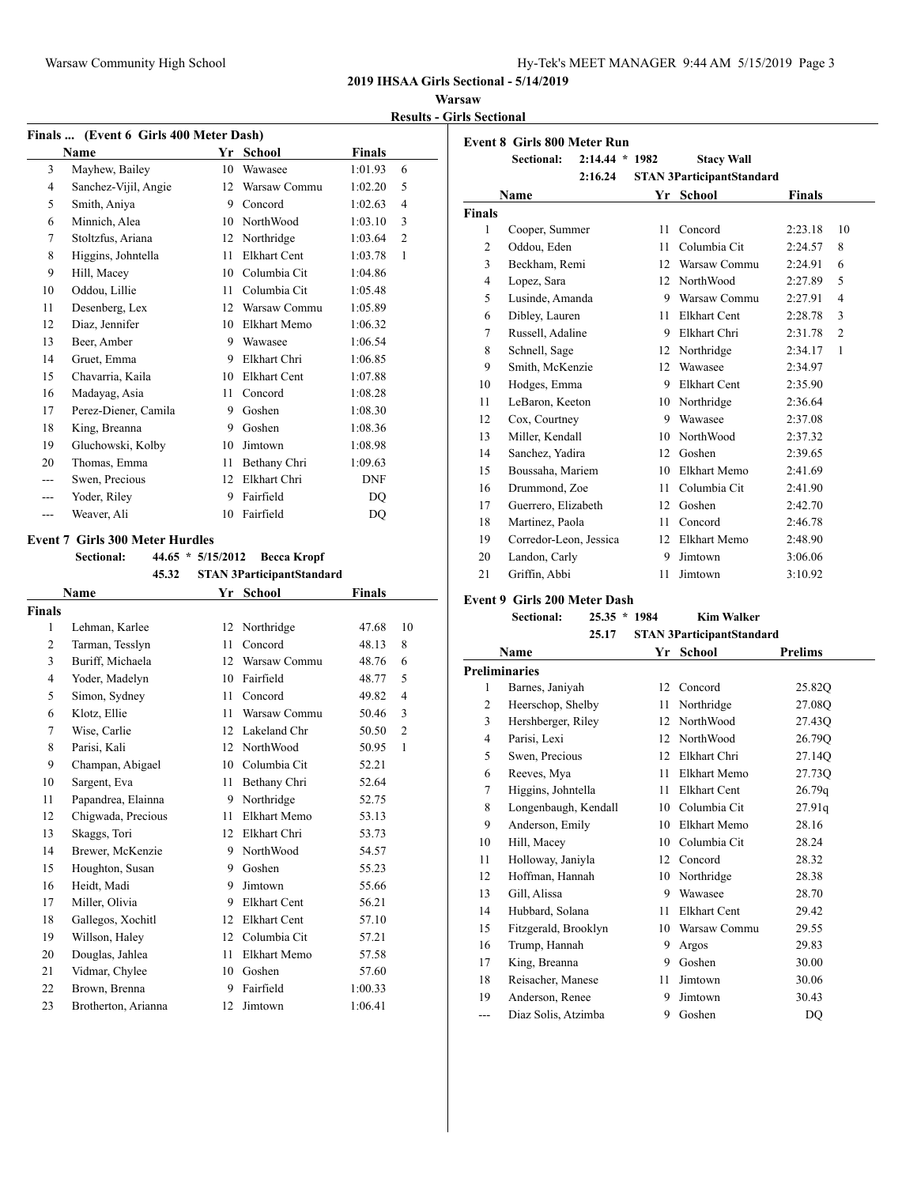**2019 IHSAA Girls Sectional - 5/14/2019**

**Warsaw**

**Results - Girls Sectional**

### Finals ... (Event 6 Girls 400 Meter Dash)

| | Name | Yr | School | Finals | |
|---|---|---|---|---|---|
| 3 | Mayhew, Bailey | 10 | Wawasee | 1:01.93 | 6 |
| 4 | Sanchez-Vijil, Angie | 12 | Warsaw Commu | 1:02.20 | 5 |
| 5 | Smith, Aniya | 9 | Concord | 1:02.63 | 4 |
| 6 | Minnich, Alea | 10 | NorthWood | 1:03.10 | 3 |
| 7 | Stoltzfus, Ariana | 12 | Northridge | 1:03.64 | 2 |
| 8 | Higgins, Johntella | 11 | Elkhart Cent | 1:03.78 | 1 |
| 9 | Hill, Macey | 10 | Columbia Cit | 1:04.86 | |
| 10 | Oddou, Lillie | 11 | Columbia Cit | 1:05.48 | |
| 11 | Desenberg, Lex | 12 | Warsaw Commu | 1:05.89 | |
| 12 | Diaz, Jennifer | 10 | Elkhart Memo | 1:06.32 | |
| 13 | Beer, Amber | 9 | Wawasee | 1:06.54 | |
| 14 | Gruet, Emma | 9 | Elkhart Chri | 1:06.85 | |
| 15 | Chavarria, Kaila | 10 | Elkhart Cent | 1:07.88 | |
| 16 | Madayag, Asia | 11 | Concord | 1:08.28 | |
| 17 | Perez-Diener, Camila | 9 | Goshen | 1:08.30 | |
| 18 | King, Breanna | 9 | Goshen | 1:08.36 | |
| 19 | Gluchowski, Kolby | 10 | Jimtown | 1:08.98 | |
| 20 | Thomas, Emma | 11 | Bethany Chri | 1:09.63 | |
| --- | Swen, Precious | 12 | Elkhart Chri | DNF | |
| --- | Yoder, Riley | 9 | Fairfield | DQ | |
| --- | Weaver, Ali | 10 | Fairfield | DQ | |

### Event 7 Girls 300 Meter Hurdles

**Sectional:** 44.65 * 5/15/2012 **Becca Kropf**
45.32 **STAN 3ParticipantStandard**

| | Name | Yr | School | Finals | |
|---|---|---|---|---|---|
| **Finals** | | | | | |
| 1 | Lehman, Karlee | 12 | Northridge | 47.68 | 10 |
| 2 | Tarman, Tesslyn | 11 | Concord | 48.13 | 8 |
| 3 | Buriff, Michaela | 12 | Warsaw Commu | 48.76 | 6 |
| 4 | Yoder, Madelyn | 10 | Fairfield | 48.77 | 5 |
| 5 | Simon, Sydney | 11 | Concord | 49.82 | 4 |
| 6 | Klotz, Ellie | 11 | Warsaw Commu | 50.46 | 3 |
| 7 | Wise, Carlie | 12 | Lakeland Chr | 50.50 | 2 |
| 8 | Parisi, Kali | 12 | NorthWood | 50.95 | 1 |
| 9 | Champan, Abigael | 10 | Columbia Cit | 52.21 | |
| 10 | Sargent, Eva | 11 | Bethany Chri | 52.64 | |
| 11 | Papandrea, Elainna | 9 | Northridge | 52.75 | |
| 12 | Chigwada, Precious | 11 | Elkhart Memo | 53.13 | |
| 13 | Skaggs, Tori | 12 | Elkhart Chri | 53.73 | |
| 14 | Brewer, McKenzie | 9 | NorthWood | 54.57 | |
| 15 | Houghton, Susan | 9 | Goshen | 55.23 | |
| 16 | Heidt, Madi | 9 | Jimtown | 55.66 | |
| 17 | Miller, Olivia | 9 | Elkhart Cent | 56.21 | |
| 18 | Gallegos, Xochitl | 12 | Elkhart Cent | 57.10 | |
| 19 | Willson, Haley | 12 | Columbia Cit | 57.21 | |
| 20 | Douglas, Jahlea | 11 | Elkhart Memo | 57.58 | |
| 21 | Vidmar, Chylee | 10 | Goshen | 57.60 | |
| 22 | Brown, Brenna | 9 | Fairfield | 1:00.33 | |
| 23 | Brotherton, Arianna | 12 | Jimtown | 1:06.41 | |

### Event 8 Girls 800 Meter Run

**Sectional:** 2:14.44 * 1982 **Stacy Wall**
2:16.24 **STAN 3ParticipantStandard**

| | Name | Yr | School | Finals | |
|---|---|---|---|---|---|
| **Finals** | | | | | |
| 1 | Cooper, Summer | 11 | Concord | 2:23.18 | 10 |
| 2 | Oddou, Eden | 11 | Columbia Cit | 2:24.57 | 8 |
| 3 | Beckham, Remi | 12 | Warsaw Commu | 2:24.91 | 6 |
| 4 | Lopez, Sara | 12 | NorthWood | 2:27.89 | 5 |
| 5 | Lusinde, Amanda | 9 | Warsaw Commu | 2:27.91 | 4 |
| 6 | Dibley, Lauren | 11 | Elkhart Cent | 2:28.78 | 3 |
| 7 | Russell, Adaline | 9 | Elkhart Chri | 2:31.78 | 2 |
| 8 | Schnell, Sage | 12 | Northridge | 2:34.17 | 1 |
| 9 | Smith, McKenzie | 12 | Wawasee | 2:34.97 | |
| 10 | Hodges, Emma | 9 | Elkhart Cent | 2:35.90 | |
| 11 | LeBaron, Keeton | 10 | Northridge | 2:36.64 | |
| 12 | Cox, Courtney | 9 | Wawasee | 2:37.08 | |
| 13 | Miller, Kendall | 10 | NorthWood | 2:37.32 | |
| 14 | Sanchez, Yadira | 12 | Goshen | 2:39.65 | |
| 15 | Boussaha, Mariem | 10 | Elkhart Memo | 2:41.69 | |
| 16 | Drummond, Zoe | 11 | Columbia Cit | 2:41.90 | |
| 17 | Guerrero, Elizabeth | 12 | Goshen | 2:42.70 | |
| 18 | Martinez, Paola | 11 | Concord | 2:46.78 | |
| 19 | Corredor-Leon, Jessica | 12 | Elkhart Memo | 2:48.90 | |
| 20 | Landon, Carly | 9 | Jimtown | 3:06.06 | |
| 21 | Griffin, Abbi | 11 | Jimtown | 3:10.92 | |

### Event 9 Girls 200 Meter Dash

**Sectional:** 25.35 * 1984 **Kim Walker**
25.17 **STAN 3ParticipantStandard**

| | Name | Yr | School | Prelims |
|---|---|---|---|---|
| **Preliminaries** | | | | |
| 1 | Barnes, Janiyah | 12 | Concord | 25.82Q |
| 2 | Heerschop, Shelby | 11 | Northridge | 27.08Q |
| 3 | Hershberger, Riley | 12 | NorthWood | 27.43Q |
| 4 | Parisi, Lexi | 12 | NorthWood | 26.79Q |
| 5 | Swen, Precious | 12 | Elkhart Chri | 27.14Q |
| 6 | Reeves, Mya | 11 | Elkhart Memo | 27.73Q |
| 7 | Higgins, Johntella | 11 | Elkhart Cent | 26.79q |
| 8 | Longenbaugh, Kendall | 10 | Columbia Cit | 27.91q |
| 9 | Anderson, Emily | 10 | Elkhart Memo | 28.16 |
| 10 | Hill, Macey | 10 | Columbia Cit | 28.24 |
| 11 | Holloway, Janiyla | 12 | Concord | 28.32 |
| 12 | Hoffman, Hannah | 10 | Northridge | 28.38 |
| 13 | Gill, Alissa | 9 | Wawasee | 28.70 |
| 14 | Hubbard, Solana | 11 | Elkhart Cent | 29.42 |
| 15 | Fitzgerald, Brooklyn | 10 | Warsaw Commu | 29.55 |
| 16 | Trump, Hannah | 9 | Argos | 29.83 |
| 17 | King, Breanna | 9 | Goshen | 30.00 |
| 18 | Reisacher, Manese | 11 | Jimtown | 30.06 |
| 19 | Anderson, Renee | 9 | Jimtown | 30.43 |
| --- | Diaz Solis, Atzimba | 9 | Goshen | DQ |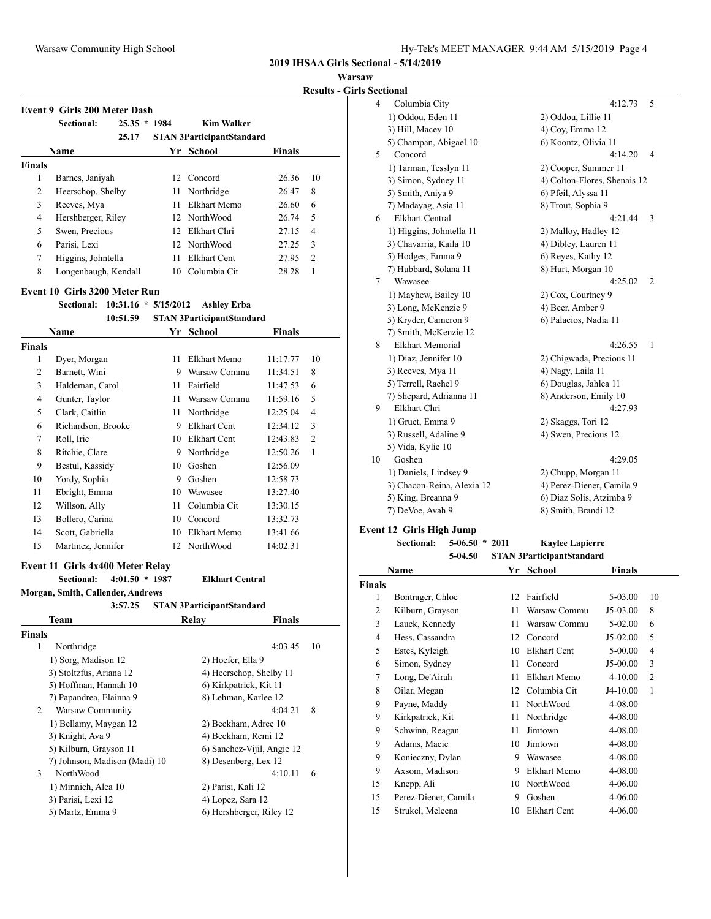**2019 IHSAA Girls Sectional - 5/14/2019**

**Warsaw**

**Results - Girls Sectional**

### Event 9 Girls 200 Meter Dash

Sectional: 25.35 * 1984 Kim Walker

25.17 STAN 3ParticipantStandard

| | Name | Yr | School | Finals | |
|---|---|---|---|---|---|
| **Finals** | | | | | |
| 1 | Barnes, Janiyah | 12 | Concord | 26.36 | 10 |
| 2 | Heerschop, Shelby | 11 | Northridge | 26.47 | 8 |
| 3 | Reeves, Mya | 11 | Elkhart Memo | 26.60 | 6 |
| 4 | Hershberger, Riley | 12 | NorthWood | 26.74 | 5 |
| 5 | Swen, Precious | 12 | Elkhart Chri | 27.15 | 4 |
| 6 | Parisi, Lexi | 12 | NorthWood | 27.25 | 3 |
| 7 | Higgins, Johntella | 11 | Elkhart Cent | 27.95 | 2 |
| 8 | Longenbaugh, Kendall | 10 | Columbia Cit | 28.28 | 1 |

### Event 10 Girls 3200 Meter Run

Sectional: 10:31.16 * 5/15/2012 Ashley Erba

10:51.59 STAN 3ParticipantStandard

| | Name | Yr | School | Finals | |
|---|---|---|---|---|---|
| **Finals** | | | | | |
| 1 | Dyer, Morgan | 11 | Elkhart Memo | 11:17.77 | 10 |
| 2 | Barnett, Wini | 9 | Warsaw Commu | 11:34.51 | 8 |
| 3 | Haldeman, Carol | 11 | Fairfield | 11:47.53 | 6 |
| 4 | Gunter, Taylor | 11 | Warsaw Commu | 11:59.16 | 5 |
| 5 | Clark, Caitlin | 11 | Northridge | 12:25.04 | 4 |
| 6 | Richardson, Brooke | 9 | Elkhart Cent | 12:34.12 | 3 |
| 7 | Roll, Irie | 10 | Elkhart Cent | 12:43.83 | 2 |
| 8 | Ritchie, Clare | 9 | Northridge | 12:50.26 | 1 |
| 9 | Bestul, Kassidy | 10 | Goshen | 12:56.09 | |
| 10 | Yordy, Sophia | 9 | Goshen | 12:58.73 | |
| 11 | Ebright, Emma | 10 | Wawasee | 13:27.40 | |
| 12 | Willson, Ally | 11 | Columbia Cit | 13:30.15 | |
| 13 | Bollero, Carina | 10 | Concord | 13:32.73 | |
| 14 | Scott, Gabriella | 10 | Elkhart Memo | 13:41.66 | |
| 15 | Martinez, Jennifer | 12 | NorthWood | 14:02.31 | |

### Event 11 Girls 4x400 Meter Relay

Sectional: 4:01.50 * 1987 Elkhart Central

Morgan, Smith, Callender, Andrews

3:57.25 STAN 3ParticipantStandard

| | Team | Relay | Finals | |
|---|---|---|---|---|
| **Finals** | | | | |
| 1 | Northridge | | 4:03.45 | 10 |
| | 1) Sorg, Madison 12 | 2) Hoefer, Ella 9 | | |
| | 3) Stoltzfus, Ariana 12 | 4) Heerschop, Shelby 11 | | |
| | 5) Hoffman, Hannah 10 | 6) Kirkpatrick, Kit 11 | | |
| | 7) Papandrea, Elainna 9 | 8) Lehman, Karlee 12 | | |
| 2 | Warsaw Community | | 4:04.21 | 8 |
| | 1) Bellamy, Maygan 12 | 2) Beckham, Adree 10 | | |
| | 3) Knight, Ava 9 | 4) Beckham, Remi 12 | | |
| | 5) Kilburn, Grayson 11 | 6) Sanchez-Vijil, Angie 12 | | |
| | 7) Johnson, Madison (Madi) 10 | 8) Desenberg, Lex 12 | | |
| 3 | NorthWood | | 4:10.11 | 6 |
| | 1) Minnich, Alea 10 | 2) Parisi, Kali 12 | | |
| | 3) Parisi, Lexi 12 | 4) Lopez, Sara 12 | | |
| | 5) Martz, Emma 9 | 6) Hershberger, Riley 12 | | |
| 4 | Columbia City | | 4:12.73 | 5 |
| | 1) Oddou, Eden 11 | 2) Oddou, Lillie 11 | | |
| | 3) Hill, Macey 10 | 4) Coy, Emma 12 | | |
| | 5) Champan, Abigael 10 | 6) Koontz, Olivia 11 | | |
| 5 | Concord | | 4:14.20 | 4 |
| | 1) Tarman, Tesslyn 11 | 2) Cooper, Summer 11 | | |
| | 3) Simon, Sydney 11 | 4) Colton-Flores, Shenais 12 | | |
| | 5) Smith, Aniya 9 | 6) Pfeil, Alyssa 11 | | |
| | 7) Madayag, Asia 11 | 8) Trout, Sophia 9 | | |
| 6 | Elkhart Central | | 4:21.44 | 3 |
| | 1) Higgins, Johntella 11 | 2) Malloy, Hadley 12 | | |
| | 3) Chavarria, Kaila 10 | 4) Dibley, Lauren 11 | | |
| | 5) Hodges, Emma 9 | 6) Reyes, Kathy 12 | | |
| | 7) Hubbard, Solana 11 | 8) Hurt, Morgan 10 | | |
| 7 | Wawasee | | 4:25.02 | 2 |
| | 1) Mayhew, Bailey 10 | 2) Cox, Courtney 9 | | |
| | 3) Long, McKenzie 9 | 4) Beer, Amber 9 | | |
| | 5) Kryder, Cameron 9 | 6) Palacios, Nadia 11 | | |
| | 7) Smith, McKenzie 12 | | | |
| 8 | Elkhart Memorial | | 4:26.55 | 1 |
| | 1) Diaz, Jennifer 10 | 2) Chigwada, Precious 11 | | |
| | 3) Reeves, Mya 11 | 4) Nagy, Laila 11 | | |
| | 5) Terrell, Rachel 9 | 6) Douglas, Jahlea 11 | | |
| | 7) Shepard, Adrianna 11 | 8) Anderson, Emily 10 | | |
| 9 | Elkhart Chri | | 4:27.93 | |
| | 1) Gruet, Emma 9 | 2) Skaggs, Tori 12 | | |
| | 3) Russell, Adaline 9 | 4) Swen, Precious 12 | | |
| | 5) Vida, Kylie 10 | | | |
| 10 | Goshen | | 4:29.05 | |
| | 1) Daniels, Lindsey 9 | 2) Chupp, Morgan 11 | | |
| | 3) Chacon-Reina, Alexia 12 | 4) Perez-Diener, Camila 9 | | |
| | 5) King, Breanna 9 | 6) Diaz Solis, Atzimba 9 | | |
| | 7) DeVoe, Avah 9 | 8) Smith, Brandi 12 | | |

### Event 12 Girls High Jump

Sectional: 5-06.50 * 2011 Kaylee Lapierre

5-04.50 STAN 3ParticipantStandard

| | Name | Yr | School | Finals | |
|---|---|---|---|---|---|
| **Finals** | | | | | |
| 1 | Bontrager, Chloe | 12 | Fairfield | 5-03.00 | 10 |
| 2 | Kilburn, Grayson | 11 | Warsaw Commu | J5-03.00 | 8 |
| 3 | Lauck, Kennedy | 11 | Warsaw Commu | 5-02.00 | 6 |
| 4 | Hess, Cassandra | 12 | Concord | J5-02.00 | 5 |
| 5 | Estes, Kyleigh | 10 | Elkhart Cent | 5-00.00 | 4 |
| 6 | Simon, Sydney | 11 | Concord | J5-00.00 | 3 |
| 7 | Long, De'Airah | 11 | Elkhart Memo | 4-10.00 | 2 |
| 8 | Oilar, Megan | 12 | Columbia Cit | J4-10.00 | 1 |
| 9 | Payne, Maddy | 11 | NorthWood | 4-08.00 | |
| 9 | Kirkpatrick, Kit | 11 | Northridge | 4-08.00 | |
| 9 | Schwinn, Reagan | 11 | Jimtown | 4-08.00 | |
| 9 | Adams, Macie | 10 | Jimtown | 4-08.00 | |
| 9 | Konieczny, Dylan | 9 | Wawasee | 4-08.00 | |
| 9 | Axsom, Madison | 9 | Elkhart Memo | 4-08.00 | |
| 15 | Knepp, Ali | 10 | NorthWood | 4-06.00 | |
| 15 | Perez-Diener, Camila | 9 | Goshen | 4-06.00 | |
| 15 | Strukel, Meleena | 10 | Elkhart Cent | 4-06.00 | |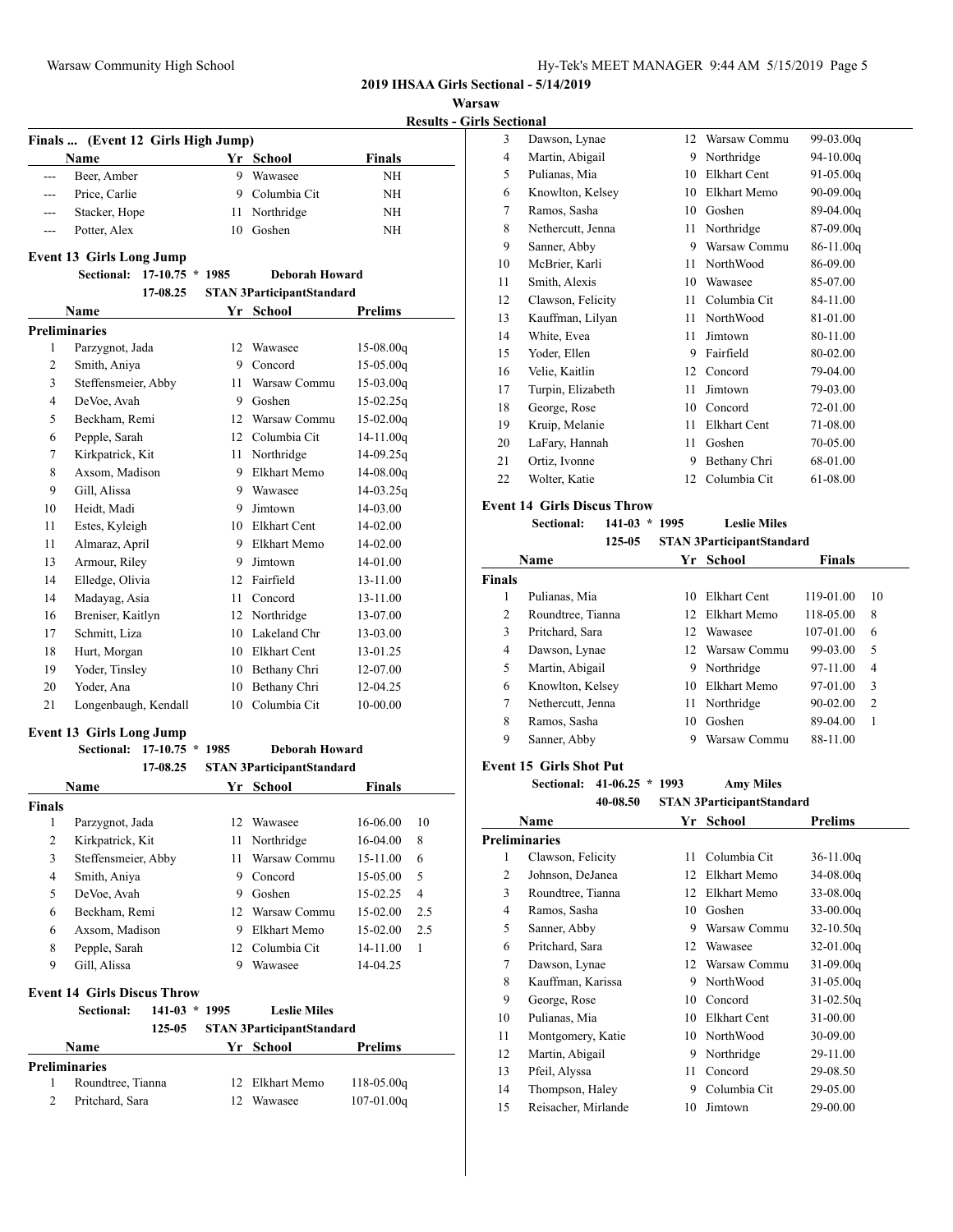## 2019 IHSAA Girls Sectional - 5/14/2019

**Warsaw**

**Results - Girls Sectional**

### Finals ... (Event 12 Girls High Jump)

| | Name | Yr | School | Finals |
|---|---|---|---|---|
| --- | Beer, Amber | 9 | Wawasee | NH |
| --- | Price, Carlie | 9 | Columbia Cit | NH |
| --- | Stacker, Hope | 11 | Northridge | NH |
| --- | Potter, Alex | 10 | Goshen | NH |

### Event 13 Girls Long Jump

Sectional: 17-10.75 * 1985 Deborah Howard

17-08.25 STAN 3ParticipantStandard

| | Name | Yr | School | Prelims |
|---|---|---|---|---|
| **Preliminaries** | | | | |
| 1 | Parzygnot, Jada | 12 | Wawasee | 15-08.00q |
| 2 | Smith, Aniya | 9 | Concord | 15-05.00q |
| 3 | Steffensmeier, Abby | 11 | Warsaw Commu | 15-03.00q |
| 4 | DeVoe, Avah | 9 | Goshen | 15-02.25q |
| 5 | Beckham, Remi | 12 | Warsaw Commu | 15-02.00q |
| 6 | Pepple, Sarah | 12 | Columbia Cit | 14-11.00q |
| 7 | Kirkpatrick, Kit | 11 | Northridge | 14-09.25q |
| 8 | Axsom, Madison | 9 | Elkhart Memo | 14-08.00q |
| 9 | Gill, Alissa | 9 | Wawasee | 14-03.25q |
| 10 | Heidt, Madi | 9 | Jimtown | 14-03.00 |
| 11 | Estes, Kyleigh | 10 | Elkhart Cent | 14-02.00 |
| 11 | Almaraz, April | 9 | Elkhart Memo | 14-02.00 |
| 13 | Armour, Riley | 9 | Jimtown | 14-01.00 |
| 14 | Elledge, Olivia | 12 | Fairfield | 13-11.00 |
| 14 | Madayag, Asia | 11 | Concord | 13-11.00 |
| 16 | Breniser, Kaitlyn | 12 | Northridge | 13-07.00 |
| 17 | Schmitt, Liza | 10 | Lakeland Chr | 13-03.00 |
| 18 | Hurt, Morgan | 10 | Elkhart Cent | 13-01.25 |
| 19 | Yoder, Tinsley | 10 | Bethany Chri | 12-07.00 |
| 20 | Yoder, Ana | 10 | Bethany Chri | 12-04.25 |
| 21 | Longenbaugh, Kendall | 10 | Columbia Cit | 10-00.00 |

### Event 13 Girls Long Jump

Sectional: 17-10.75 * 1985 Deborah Howard

17-08.25 STAN 3ParticipantStandard

| | Name | Yr | School | Finals | |
|---|---|---|---|---|---|
| **Finals** | | | | | |
| 1 | Parzygnot, Jada | 12 | Wawasee | 16-06.00 | 10 |
| 2 | Kirkpatrick, Kit | 11 | Northridge | 16-04.00 | 8 |
| 3 | Steffensmeier, Abby | 11 | Warsaw Commu | 15-11.00 | 6 |
| 4 | Smith, Aniya | 9 | Concord | 15-05.00 | 5 |
| 5 | DeVoe, Avah | 9 | Goshen | 15-02.25 | 4 |
| 6 | Beckham, Remi | 12 | Warsaw Commu | 15-02.00 | 2.5 |
| 6 | Axsom, Madison | 9 | Elkhart Memo | 15-02.00 | 2.5 |
| 8 | Pepple, Sarah | 12 | Columbia Cit | 14-11.00 | 1 |
| 9 | Gill, Alissa | 9 | Wawasee | 14-04.25 | |

### Event 14 Girls Discus Throw

Sectional: 141-03 * 1995 Leslie Miles

125-05 STAN 3ParticipantStandard

| | Name | Yr | School | Prelims |
|---|---|---|---|---|
| **Preliminaries** | | | | |
| 1 | Roundtree, Tianna | 12 | Elkhart Memo | 118-05.00q |
| 2 | Pritchard, Sara | 12 | Wawasee | 107-01.00q |
| 3 | Dawson, Lynae | 12 | Warsaw Commu | 99-03.00q |
| 4 | Martin, Abigail | 9 | Northridge | 94-10.00q |
| 5 | Pulianas, Mia | 10 | Elkhart Cent | 91-05.00q |
| 6 | Knowlton, Kelsey | 10 | Elkhart Memo | 90-09.00q |
| 7 | Ramos, Sasha | 10 | Goshen | 89-04.00q |
| 8 | Nethercutt, Jenna | 11 | Northridge | 87-09.00q |
| 9 | Sanner, Abby | 9 | Warsaw Commu | 86-11.00q |
| 10 | McBrier, Karli | 11 | NorthWood | 86-09.00 |
| 11 | Smith, Alexis | 10 | Wawasee | 85-07.00 |
| 12 | Clawson, Felicity | 11 | Columbia Cit | 84-11.00 |
| 13 | Kauffman, Lilyan | 11 | NorthWood | 81-01.00 |
| 14 | White, Evea | 11 | Jimtown | 80-11.00 |
| 15 | Yoder, Ellen | 9 | Fairfield | 80-02.00 |
| 16 | Velie, Kaitlin | 12 | Concord | 79-04.00 |
| 17 | Turpin, Elizabeth | 11 | Jimtown | 79-03.00 |
| 18 | George, Rose | 10 | Concord | 72-01.00 |
| 19 | Kruip, Melanie | 11 | Elkhart Cent | 71-08.00 |
| 20 | LaFary, Hannah | 11 | Goshen | 70-05.00 |
| 21 | Ortiz, Ivonne | 9 | Bethany Chri | 68-01.00 |
| 22 | Wolter, Katie | 12 | Columbia Cit | 61-08.00 |

### Event 14 Girls Discus Throw

Sectional: 141-03 * 1995 Leslie Miles

125-05 STAN 3ParticipantStandard

| | Name | Yr | School | Finals | |
|---|---|---|---|---|---|
| **Finals** | | | | | |
| 1 | Pulianas, Mia | 10 | Elkhart Cent | 119-01.00 | 10 |
| 2 | Roundtree, Tianna | 12 | Elkhart Memo | 118-05.00 | 8 |
| 3 | Pritchard, Sara | 12 | Wawasee | 107-01.00 | 6 |
| 4 | Dawson, Lynae | 12 | Warsaw Commu | 99-03.00 | 5 |
| 5 | Martin, Abigail | 9 | Northridge | 97-11.00 | 4 |
| 6 | Knowlton, Kelsey | 10 | Elkhart Memo | 97-01.00 | 3 |
| 7 | Nethercutt, Jenna | 11 | Northridge | 90-02.00 | 2 |
| 8 | Ramos, Sasha | 10 | Goshen | 89-04.00 | 1 |
| 9 | Sanner, Abby | 9 | Warsaw Commu | 88-11.00 | |

### Event 15 Girls Shot Put

Sectional: 41-06.25 * 1993 Amy Miles

40-08.50 STAN 3ParticipantStandard

| | Name | Yr | School | Prelims |
|---|---|---|---|---|
| **Preliminaries** | | | | |
| 1 | Clawson, Felicity | 11 | Columbia Cit | 36-11.00q |
| 2 | Johnson, DeJanea | 12 | Elkhart Memo | 34-08.00q |
| 3 | Roundtree, Tianna | 12 | Elkhart Memo | 33-08.00q |
| 4 | Ramos, Sasha | 10 | Goshen | 33-00.00q |
| 5 | Sanner, Abby | 9 | Warsaw Commu | 32-10.50q |
| 6 | Pritchard, Sara | 12 | Wawasee | 32-01.00q |
| 7 | Dawson, Lynae | 12 | Warsaw Commu | 31-09.00q |
| 8 | Kauffman, Karissa | 9 | NorthWood | 31-05.00q |
| 9 | George, Rose | 10 | Concord | 31-02.50q |
| 10 | Pulianas, Mia | 10 | Elkhart Cent | 31-00.00 |
| 11 | Montgomery, Katie | 10 | NorthWood | 30-09.00 |
| 12 | Martin, Abigail | 9 | Northridge | 29-11.00 |
| 13 | Pfeil, Alyssa | 11 | Concord | 29-08.50 |
| 14 | Thompson, Haley | 9 | Columbia Cit | 29-05.00 |
| 15 | Reisacher, Mirlande | 10 | Jimtown | 29-00.00 |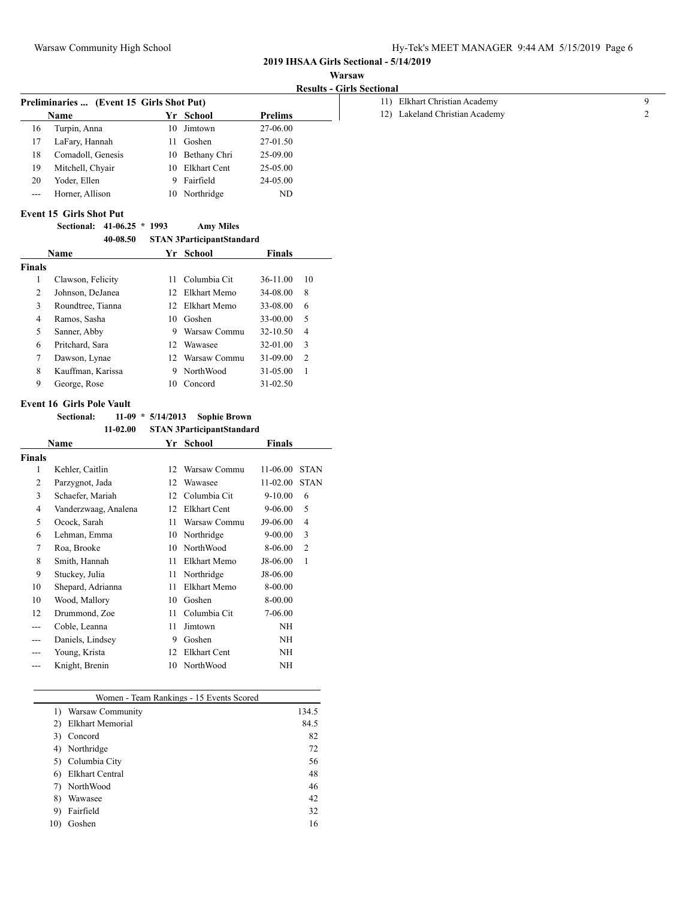**2019 IHSAA Girls Sectional - 5/14/2019**

**Warsaw**

**Results - Girls Sectional**

**Preliminaries ... (Event 15 Girls Shot Put)**

| | Name | Yr | School | Prelims |
|---|---|---|---|---|
| 16 | Turpin, Anna | 10 | Jimtown | 27-06.00 |
| 17 | LaFary, Hannah | 11 | Goshen | 27-01.50 |
| 18 | Comadoll, Genesis | 10 | Bethany Chri | 25-09.00 |
| 19 | Mitchell, Chyair | 10 | Elkhart Cent | 25-05.00 |
| 20 | Yoder, Ellen | 9 | Fairfield | 24-05.00 |
| --- | Horner, Allison | 10 | Northridge | ND |

**Event 15 Girls Shot Put**

Sectional: 41-06.25 * 1993 Amy Miles

40-08.50 STAN 3ParticipantStandard

| | Name | Yr | School | Finals | |
|---|---|---|---|---|---|
| **Finals** | | | | | |
| 1 | Clawson, Felicity | 11 | Columbia Cit | 36-11.00 | 10 |
| 2 | Johnson, DeJanea | 12 | Elkhart Memo | 34-08.00 | 8 |
| 3 | Roundtree, Tianna | 12 | Elkhart Memo | 33-08.00 | 6 |
| 4 | Ramos, Sasha | 10 | Goshen | 33-00.00 | 5 |
| 5 | Sanner, Abby | 9 | Warsaw Commu | 32-10.50 | 4 |
| 6 | Pritchard, Sara | 12 | Wawasee | 32-01.00 | 3 |
| 7 | Dawson, Lynae | 12 | Warsaw Commu | 31-09.00 | 2 |
| 8 | Kauffman, Karissa | 9 | NorthWood | 31-05.00 | 1 |
| 9 | George, Rose | 10 | Concord | 31-02.50 | |

**Event 16 Girls Pole Vault**

Sectional: 11-09 * 5/14/2013 Sophie Brown

11-02.00 STAN 3ParticipantStandard

| | Name | Yr | School | Finals | |
|---|---|---|---|---|---|
| **Finals** | | | | | |
| 1 | Kehler, Caitlin | 12 | Warsaw Commu | 11-06.00 | STAN |
| 2 | Parzygnot, Jada | 12 | Wawasee | 11-02.00 | STAN |
| 3 | Schaefer, Mariah | 12 | Columbia Cit | 9-10.00 | 6 |
| 4 | Vanderzwaag, Analena | 12 | Elkhart Cent | 9-06.00 | 5 |
| 5 | Ocock, Sarah | 11 | Warsaw Commu | J9-06.00 | 4 |
| 6 | Lehman, Emma | 10 | Northridge | 9-00.00 | 3 |
| 7 | Roa, Brooke | 10 | NorthWood | 8-06.00 | 2 |
| 8 | Smith, Hannah | 11 | Elkhart Memo | J8-06.00 | 1 |
| 9 | Stuckey, Julia | 11 | Northridge | J8-06.00 | |
| 10 | Shepard, Adrianna | 11 | Elkhart Memo | 8-00.00 | |
| 10 | Wood, Mallory | 10 | Goshen | 8-00.00 | |
| 12 | Drummond, Zoe | 11 | Columbia Cit | 7-06.00 | |
| --- | Coble, Leanna | 11 | Jimtown | NH | |
| --- | Daniels, Lindsey | 9 | Goshen | NH | |
| --- | Young, Krista | 12 | Elkhart Cent | NH | |
| --- | Knight, Brenin | 10 | NorthWood | NH | |

**Women - Team Rankings - 15 Events Scored**

| | | |
|---|---|---|
| 1) | Warsaw Community | 134.5 |
| 2) | Elkhart Memorial | 84.5 |
| 3) | Concord | 82 |
| 4) | Northridge | 72 |
| 5) | Columbia City | 56 |
| 6) | Elkhart Central | 48 |
| 7) | NorthWood | 46 |
| 8) | Wawasee | 42 |
| 9) | Fairfield | 32 |
| 10) | Goshen | 16 |
| 11) | Elkhart Christian Academy | 9 |
| 12) | Lakeland Christian Academy | 2 |